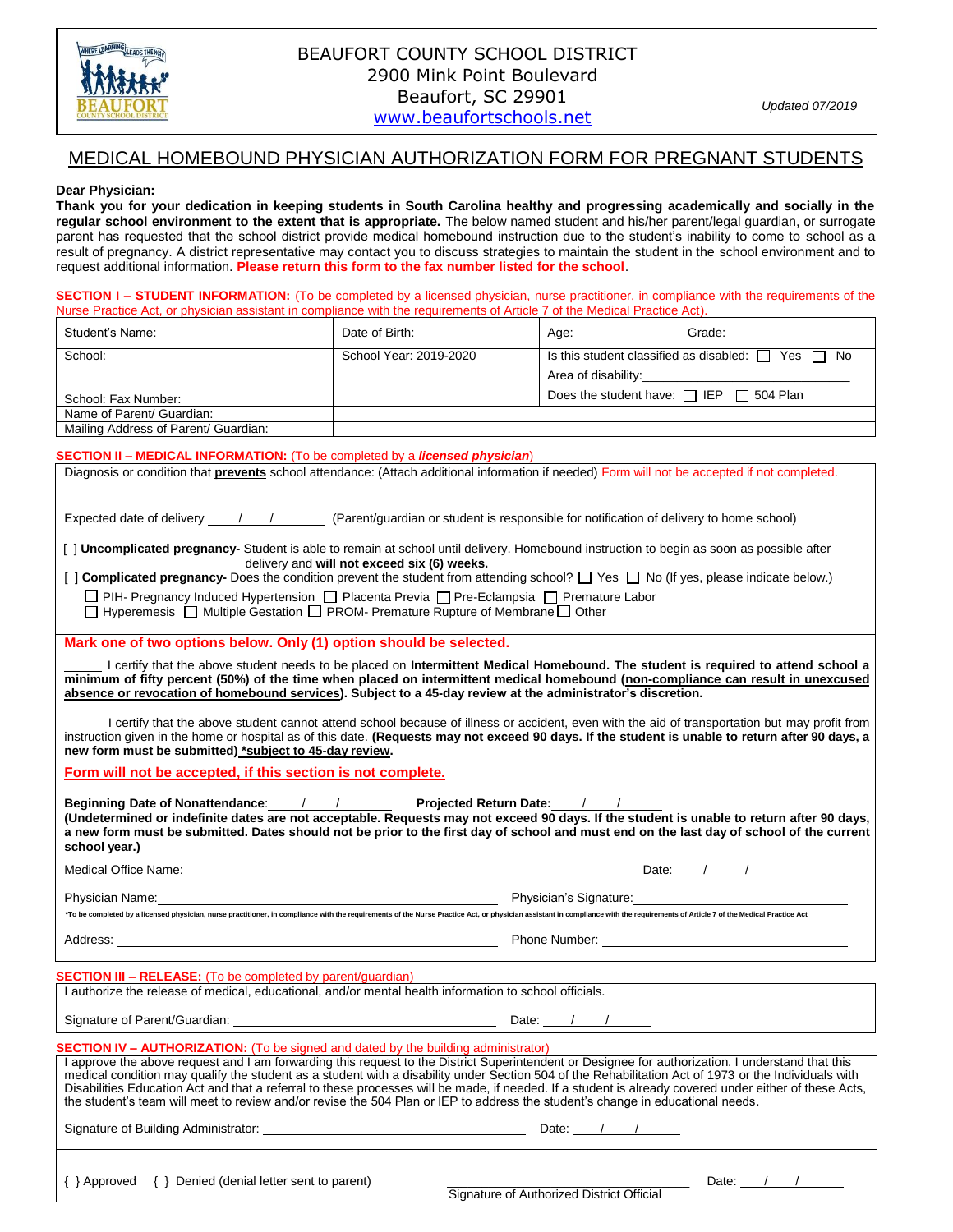# BEAUFORT COUNTY SCHOOL DISTRICT

2900 Mink Point Boulevard
Beaufort, SC 29901
www.beaufortschools.net

*Updated 07/2019*

## MEDICAL HOMEBOUND PHYSICIAN AUTHORIZATION FORM FOR PREGNANT STUDENTS

**Dear Physician:**

**Thank you for your dedication in keeping students in South Carolina healthy and progressing academically and socially in the regular school environment to the extent that is appropriate.** The below named student and his/her parent/legal guardian, or surrogate parent has requested that the school district provide medical homebound instruction due to the student's inability to come to school as a result of pregnancy. A district representative may contact you to discuss strategies to maintain the student in the school environment and to request additional information. **Please return this form to the fax number listed for the school**.

**SECTION I – STUDENT INFORMATION:** (To be completed by a licensed physician, nurse practitioner, in compliance with the requirements of the Nurse Practice Act, or physician assistant in compliance with the requirements of Article 7 of the Medical Practice Act).

| Student's Name: | Date of Birth: | Age: | Grade: |
|---|---|---|---|
| School:<br><br>School: Fax Number: | School Year: 2019-2020 | Is this student classified as disabled: ☐ Yes ☐ No<br>Area of disability:\_\_\_\_\_\_\_\_<br>Does the student have: ☐ IEP ☐ 504 Plan | |
| Name of Parent/ Guardian: | | | |
| Mailing Address of Parent/ Guardian: | | | |

**SECTION II – MEDICAL INFORMATION:** (To be completed by a ***licensed physician***)

Diagnosis or condition that **prevents** school attendance: (Attach additional information if needed) Form will not be accepted if not completed.

Expected date of delivery \_\_\_/\_\_\_/\_\_\_ (Parent/guardian or student is responsible for notification of delivery to home school)

[ ] **Uncomplicated pregnancy-** Student is able to remain at school until delivery. Homebound instruction to begin as soon as possible after delivery and **will not exceed six (6) weeks.**

[ ] **Complicated pregnancy-** Does the condition prevent the student from attending school? ☐ Yes ☐ No (If yes, please indicate below.)

☐ PIH- Pregnancy Induced Hypertension ☐ Placenta Previa ☐ Pre-Eclampsia ☐ Premature Labor
☐ Hyperemesis ☐ Multiple Gestation ☐ PROM- Premature Rupture of Membrane ☐ Other \_\_\_\_\_\_\_\_

**Mark one of two options below. Only (1) option should be selected.**

\_\_\_\_\_ I certify that the above student needs to be placed on **Intermittent Medical Homebound. The student is required to attend school a minimum of fifty percent (50%) of the time when placed on intermittent medical homebound (<u>non-compliance can result in unexcused absence or revocation of homebound services</u>). Subject to a 45-day review at the administrator's discretion.**

\_\_\_\_\_ I certify that the above student cannot attend school because of illness or accident, even with the aid of transportation but may profit from instruction given in the home or hospital as of this date. **(Requests may not exceed 90 days. If the student is unable to return after 90 days, a new form must be submitted) <u>\*subject to 45-day review</u>.**

**<u>Form will not be accepted, if this section is not complete.</u>**

**Beginning Date of Nonattendance**: \_\_\_/\_\_\_/\_\_\_ **Projected Return Date:** \_\_\_/\_\_\_/\_\_\_

**(Undetermined or indefinite dates are not acceptable. Requests may not exceed 90 days. If the student is unable to return after 90 days, a new form must be submitted. Dates should not be prior to the first day of school and must end on the last day of school of the current school year.)**

Medical Office Name: \_\_\_\_\_\_\_\_ Date: \_\_\_/\_\_\_/\_\_\_

Physician Name: \_\_\_\_\_\_\_\_ Physician's Signature: \_\_\_\_\_\_\_\_

\*To be completed by a licensed physician, nurse practitioner, in compliance with the requirements of the Nurse Practice Act, or physician assistant in compliance with the requirements of Article 7 of the Medical Practice Act

Address: \_\_\_\_\_\_\_\_ Phone Number: \_\_\_\_\_\_\_\_

**SECTION III – RELEASE:** (To be completed by parent/guardian)

I authorize the release of medical, educational, and/or mental health information to school officials.

Signature of Parent/Guardian: \_\_\_\_\_\_\_\_ Date: \_\_\_/\_\_\_/\_\_\_

**SECTION IV – AUTHORIZATION:** (To be signed and dated by the building administrator)

I approve the above request and I am forwarding this request to the District Superintendent or Designee for authorization. I understand that this medical condition may qualify the student as a student with a disability under Section 504 of the Rehabilitation Act of 1973 or the Individuals with Disabilities Education Act and that a referral to these processes will be made, if needed. If a student is already covered under either of these Acts, the student's team will meet to review and/or revise the 504 Plan or IEP to address the student's change in educational needs.

Signature of Building Administrator: \_\_\_\_\_\_\_\_ Date: \_\_\_/\_\_\_/\_\_\_

{ } Approved { } Denied (denial letter sent to parent)

\_\_\_\_\_\_\_\_ Date: \_\_\_/\_\_\_/\_\_\_
Signature of Authorized District Official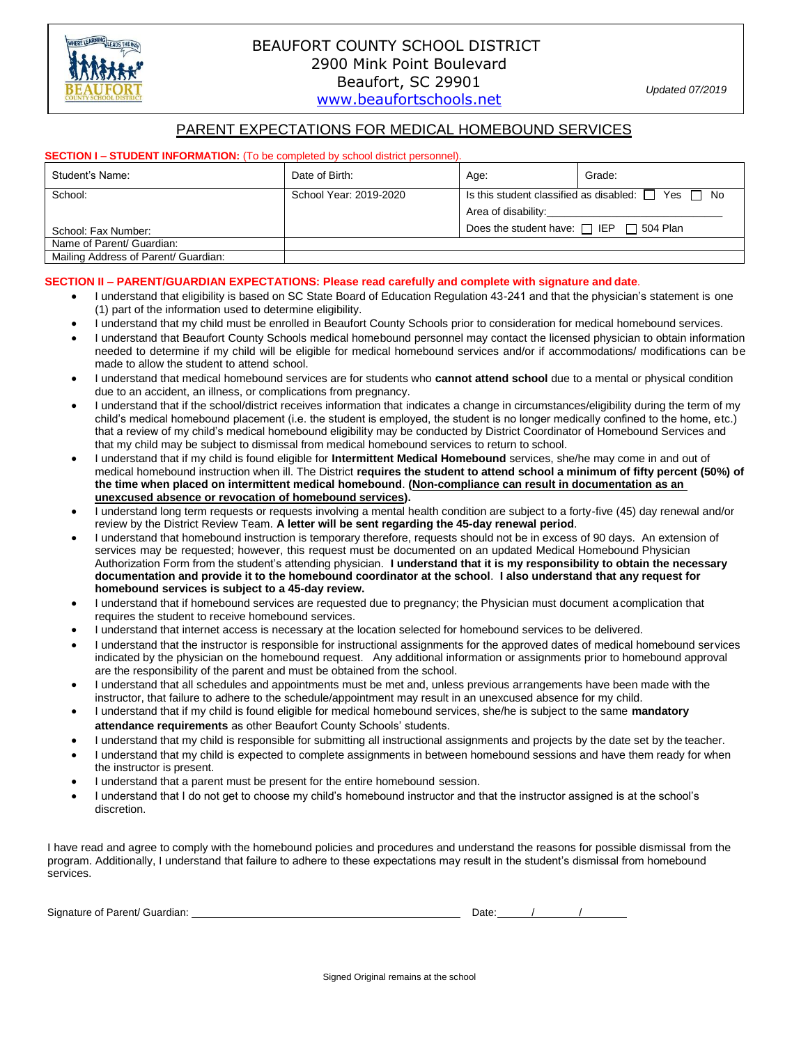BEAUFORT COUNTY SCHOOL DISTRICT
2900 Mink Point Boulevard
Beaufort, SC 29901
www.beaufortschools.net

*Updated 07/2019*

# PARENT EXPECTATIONS FOR MEDICAL HOMEBOUND SERVICES

**SECTION I – STUDENT INFORMATION:** (To be completed by school district personnel).

| | | | |
|---|---|---|---|
| Student's Name: | Date of Birth: | Age: | Grade: |
| School:<br><br>School: Fax Number: | School Year: 2019-2020 | Is this student classified as disabled: ☐ Yes ☐ No<br>Area of disability:\_\_\_\_\_\_\_\_\_\_\_\_\_\_<br>Does the student have: ☐ IEP ☐ 504 Plan | |
| Name of Parent/ Guardian: | | | |
| Mailing Address of Parent/ Guardian: | | | |

**SECTION II – PARENT/GUARDIAN EXPECTATIONS: Please read carefully and complete with signature and date**.

- I understand that eligibility is based on SC State Board of Education Regulation 43-241 and that the physician's statement is one (1) part of the information used to determine eligibility.
- I understand that my child must be enrolled in Beaufort County Schools prior to consideration for medical homebound services.
- I understand that Beaufort County Schools medical homebound personnel may contact the licensed physician to obtain information needed to determine if my child will be eligible for medical homebound services and/or if accommodations/ modifications can be made to allow the student to attend school.
- I understand that medical homebound services are for students who **cannot attend school** due to a mental or physical condition due to an accident, an illness, or complications from pregnancy.
- I understand that if the school/district receives information that indicates a change in circumstances/eligibility during the term of my child's medical homebound placement (i.e. the student is employed, the student is no longer medically confined to the home, etc.) that a review of my child's medical homebound eligibility may be conducted by District Coordinator of Homebound Services and that my child may be subject to dismissal from medical homebound services to return to school.
- I understand that if my child is found eligible for **Intermittent Medical Homebound** services, she/he may come in and out of medical homebound instruction when ill. The District **requires the student to attend school a minimum of fifty percent (50%) of the time when placed on intermittent medical homebound**. **(Non-compliance can result in documentation as an unexcused absence or revocation of homebound services).**
- I understand long term requests or requests involving a mental health condition are subject to a forty-five (45) day renewal and/or review by the District Review Team. **A letter will be sent regarding the 45-day renewal period**.
- I understand that homebound instruction is temporary therefore, requests should not be in excess of 90 days. An extension of services may be requested; however, this request must be documented on an updated Medical Homebound Physician Authorization Form from the student's attending physician. **I understand that it is my responsibility to obtain the necessary documentation and provide it to the homebound coordinator at the school**. **I also understand that any request for homebound services is subject to a 45-day review.**
- I understand that if homebound services are requested due to pregnancy; the Physician must document a complication that requires the student to receive homebound services.
- I understand that internet access is necessary at the location selected for homebound services to be delivered.
- I understand that the instructor is responsible for instructional assignments for the approved dates of medical homebound services indicated by the physician on the homebound request. Any additional information or assignments prior to homebound approval are the responsibility of the parent and must be obtained from the school.
- I understand that all schedules and appointments must be met and, unless previous arrangements have been made with the instructor, that failure to adhere to the schedule/appointment may result in an unexcused absence for my child.
- I understand that if my child is found eligible for medical homebound services, she/he is subject to the same **mandatory attendance requirements** as other Beaufort County Schools' students.
- I understand that my child is responsible for submitting all instructional assignments and projects by the date set by the teacher.
- I understand that my child is expected to complete assignments in between homebound sessions and have them ready for when the instructor is present.
- I understand that a parent must be present for the entire homebound session.
- I understand that I do not get to choose my child's homebound instructor and that the instructor assigned is at the school's discretion.

I have read and agree to comply with the homebound policies and procedures and understand the reasons for possible dismissal from the program. Additionally, I understand that failure to adhere to these expectations may result in the student's dismissal from homebound services.

Signature of Parent/ Guardian: \_\_\_\_\_\_\_\_\_\_\_\_\_\_\_\_\_\_\_\_\_\_\_\_\_\_\_\_\_\_\_\_\_\_\_\_ Date:\_\_\_\_\_/\_\_\_\_\_/\_\_\_\_\_

Signed Original remains at the school